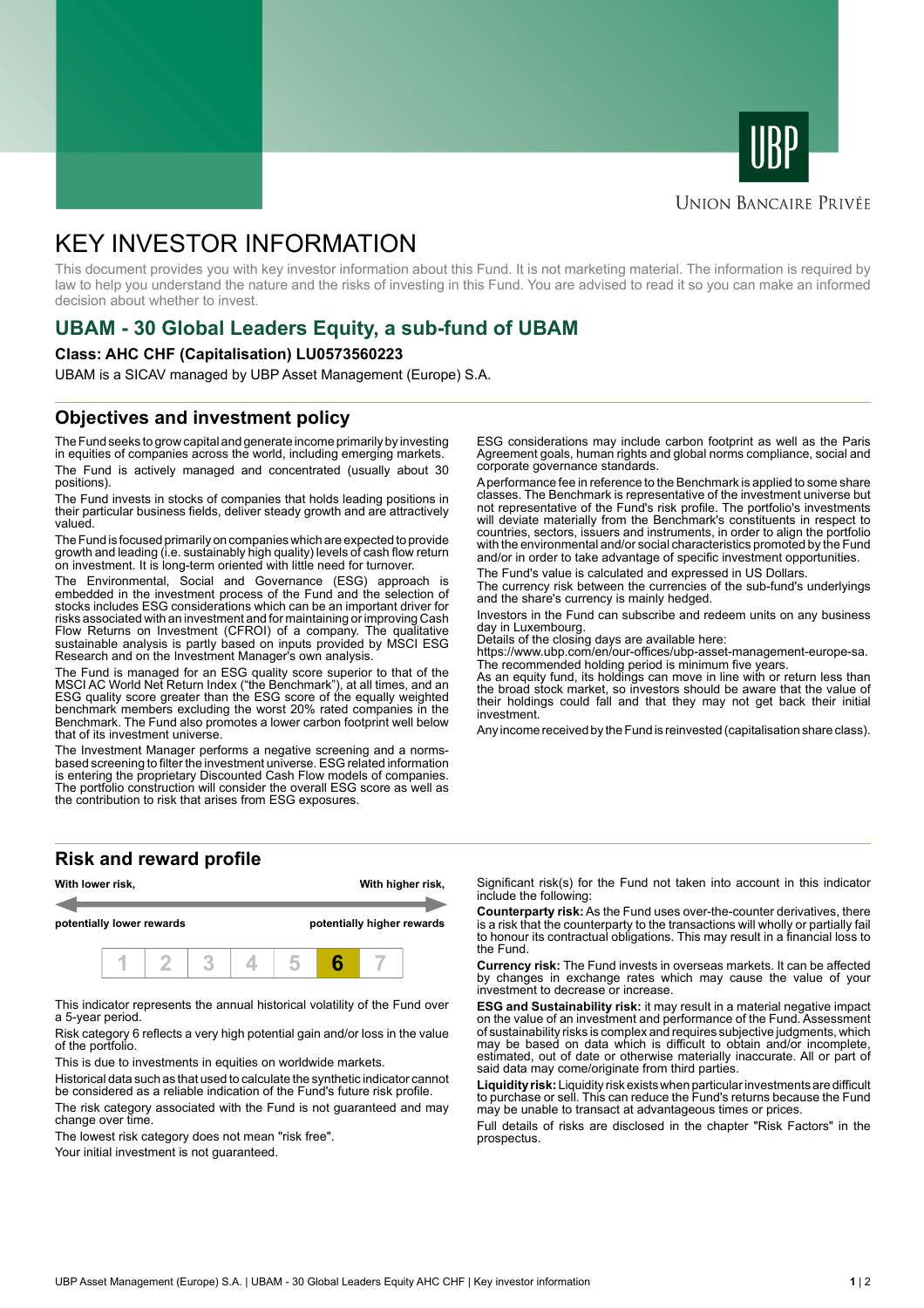UBP

Union Bancaire Privée

# KEY INVESTOR INFORMATION

This document provides you with key investor information about this Fund. It is not marketing material. The information is required by law to help you understand the nature and the risks of investing in this Fund. You are advised to read it so you can make an informed decision about whether to invest.

## UBAM - 30 Global Leaders Equity, a sub-fund of UBAM

**Class: AHC CHF (Capitalisation) LU0573560223**

UBAM is a SICAV managed by UBP Asset Management (Europe) S.A.

## Objectives and investment policy

The Fund seeks to grow capital and generate income primarily by investing in equities of companies across the world, including emerging markets.

The Fund is actively managed and concentrated (usually about 30 positions).

The Fund invests in stocks of companies that holds leading positions in their particular business fields, deliver steady growth and are attractively valued.

The Fund is focused primarily on companies which are expected to provide growth and leading (i.e. sustainably high quality) levels of cash flow return on investment. It is long-term oriented with little need for turnover.

The Environmental, Social and Governance (ESG) approach is embedded in the investment process of the Fund and the selection of stocks includes ESG considerations which can be an important driver for risks associated with an investment and for maintaining or improving Cash Flow Returns on Investment (CFROI) of a company. The qualitative sustainable analysis is partly based on inputs provided by MSCI ESG Research and on the Investment Manager's own analysis.

The Fund is managed for an ESG quality score superior to that of the MSCI AC World Net Return Index ("the Benchmark"), at all times, and an ESG quality score greater than the ESG score of the equally weighted benchmark members excluding the worst 20% rated companies in the Benchmark. The Fund also promotes a lower carbon footprint well below that of its investment universe.

The Investment Manager performs a negative screening and a norms-based screening to filter the investment universe. ESG related information is entering the proprietary Discounted Cash Flow models of companies. The portfolio construction will consider the overall ESG score as well as the contribution to risk that arises from ESG exposures.

ESG considerations may include carbon footprint as well as the Paris Agreement goals, human rights and global norms compliance, social and corporate governance standards.

A performance fee in reference to the Benchmark is applied to some share classes. The Benchmark is representative of the investment universe but not representative of the Fund's risk profile. The portfolio's investments will deviate materially from the Benchmark's constituents in respect to countries, sectors, issuers and instruments, in order to align the portfolio with the environmental and/or social characteristics promoted by the Fund and/or in order to take advantage of specific investment opportunities.

The Fund's value is calculated and expressed in US Dollars.

The currency risk between the currencies of the sub-fund's underlyings and the share's currency is mainly hedged.

Investors in the Fund can subscribe and redeem units on any business day in Luxembourg.
Details of the closing days are available here:
https://www.ubp.com/en/our-offices/ubp-asset-management-europe-sa.
The recommended holding period is minimum five years.
As an equity fund, its holdings can move in line with or return less than the broad stock market, so investors should be aware that the value of their holdings could fall and that they may not get back their initial investment.

Any income received by the Fund is reinvested (capitalisation share class).

## Risk and reward profile

| **With lower risk,** | | | | | | **With higher risk,** |
|---|---|---|---|---|---|---|
| **potentially lower rewards** | | | | | | **potentially higher rewards** |
| 1 | 2 | 3 | 4 | 5 | **6** | 7 |

This indicator represents the annual historical volatility of the Fund over a 5-year period.

Risk category 6 reflects a very high potential gain and/or loss in the value of the portfolio.

This is due to investments in equities on worldwide markets.

Historical data such as that used to calculate the synthetic indicator cannot be considered as a reliable indication of the Fund's future risk profile.

The risk category associated with the Fund is not guaranteed and may change over time.

The lowest risk category does not mean "risk free".

Your initial investment is not guaranteed.

Significant risk(s) for the Fund not taken into account in this indicator include the following:

**Counterparty risk:** As the Fund uses over-the-counter derivatives, there is a risk that the counterparty to the transactions will wholly or partially fail to honour its contractual obligations. This may result in a financial loss to the Fund.

**Currency risk:** The Fund invests in overseas markets. It can be affected by changes in exchange rates which may cause the value of your investment to decrease or increase.

**ESG and Sustainability risk:** it may result in a material negative impact on the value of an investment and performance of the Fund. Assessment of sustainability risks is complex and requires subjective judgments, which may be based on data which is difficult to obtain and/or incomplete, estimated, out of date or otherwise materially inaccurate. All or part of said data may come/originate from third parties.

**Liquidity risk:** Liquidity risk exists when particular investments are difficult to purchase or sell. This can reduce the Fund's returns because the Fund may be unable to transact at advantageous times or prices.

Full details of risks are disclosed in the chapter "Risk Factors" in the prospectus.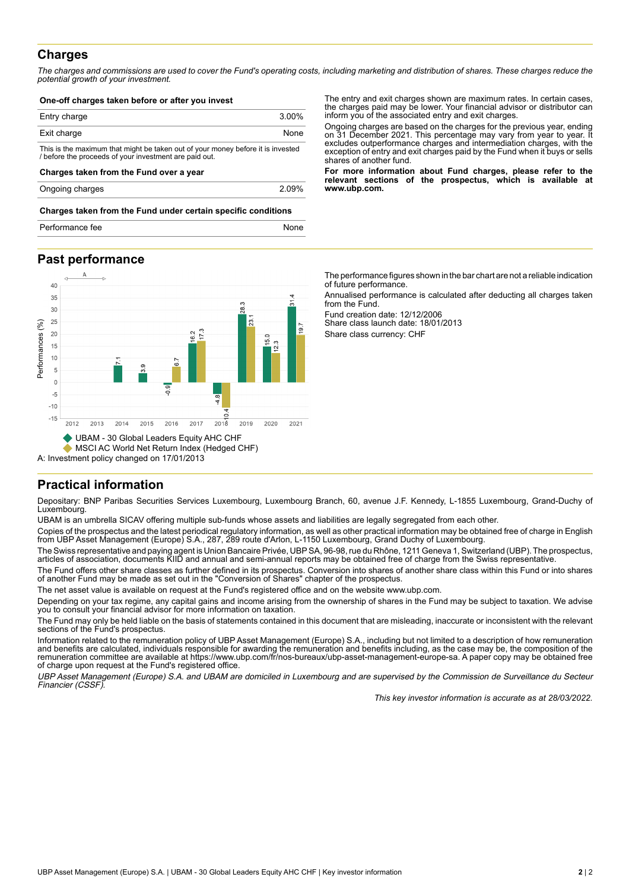## Charges

*The charges and commissions are used to cover the Fund's operating costs, including marketing and distribution of shares. These charges reduce the potential growth of your investment.*

| One-off charges taken before or after you invest | |
|---|---|
| Entry charge | 3.00% |
| Exit charge | None |

This is the maximum that might be taken out of your money before it is invested / before the proceeds of your investment are paid out.

| Charges taken from the Fund over a year | |
|---|---|
| Ongoing charges | 2.09% |

| Charges taken from the Fund under certain specific conditions | |
|---|---|
| Performance fee | None |

The entry and exit charges shown are maximum rates. In certain cases, the charges paid may be lower. Your financial advisor or distributor can inform you of the associated entry and exit charges.

Ongoing charges are based on the charges for the previous year, ending on 31 December 2021. This percentage may vary from year to year. It excludes outperformance charges and intermediation charges, with the exception of entry and exit charges paid by the Fund when it buys or sells shares of another fund.

**For more information about Fund charges, please refer to the relevant sections of the prospectus, which is available at www.ubp.com.**

## Past performance

A

40
35
30
25
20
15
10
5
0
-5
-10
-15

Performances (%)

7.1
3.9
-0.9
6.7
16.2
17.3
-4.8
-10.4
28.3
23.1
15.0
12.3
31.4
19.7

2012 2013 2014 2015 2016 2017 2018 2019 2020 2021

UBAM - 30 Global Leaders Equity AHC CHF
MSCI AC World Net Return Index (Hedged CHF)

A: Investment policy changed on 17/01/2013

The performance figures shown in the bar chart are not a reliable indication of future performance.

Annualised performance is calculated after deducting all charges taken from the Fund.

Fund creation date: 12/12/2006
Share class launch date: 18/01/2013
Share class currency: CHF

## Practical information

Depositary: BNP Paribas Securities Services Luxembourg, Luxembourg Branch, 60, avenue J.F. Kennedy, L-1855 Luxembourg, Grand-Duchy of Luxembourg.

UBAM is an umbrella SICAV offering multiple sub-funds whose assets and liabilities are legally segregated from each other.

Copies of the prospectus and the latest periodical regulatory information, as well as other practical information may be obtained free of charge in English from UBP Asset Management (Europe) S.A., 287, 289 route d'Arlon, L-1150 Luxembourg, Grand Duchy of Luxembourg.

The Swiss representative and paying agent is Union Bancaire Privée, UBP SA, 96-98, rue du Rhône, 1211 Geneva 1, Switzerland (UBP). The prospectus, articles of association, documents KIID and annual and semi-annual reports may be obtained free of charge from the Swiss representative.

The Fund offers other share classes as further defined in its prospectus. Conversion into shares of another share class within this Fund or into shares of another Fund may be made as set out in the "Conversion of Shares" chapter of the prospectus.

The net asset value is available on request at the Fund's registered office and on the website www.ubp.com.

Depending on your tax regime, any capital gains and income arising from the ownership of shares in the Fund may be subject to taxation. We advise you to consult your financial advisor for more information on taxation.

The Fund may only be held liable on the basis of statements contained in this document that are misleading, inaccurate or inconsistent with the relevant sections of the Fund's prospectus.

Information related to the remuneration policy of UBP Asset Management (Europe) S.A., including but not limited to a description of how remuneration and benefits are calculated, individuals responsible for awarding the remuneration and benefits including, as the case may be, the composition of the remuneration committee are available at https://www.ubp.com/fr/nos-bureaux/ubp-asset-management-europe-sa. A paper copy may be obtained free of charge upon request at the Fund's registered office.

*UBP Asset Management (Europe) S.A. and UBAM are domiciled in Luxembourg and are supervised by the Commission de Surveillance du Secteur Financier (CSSF).*

*This key investor information is accurate as at 28/03/2022.*